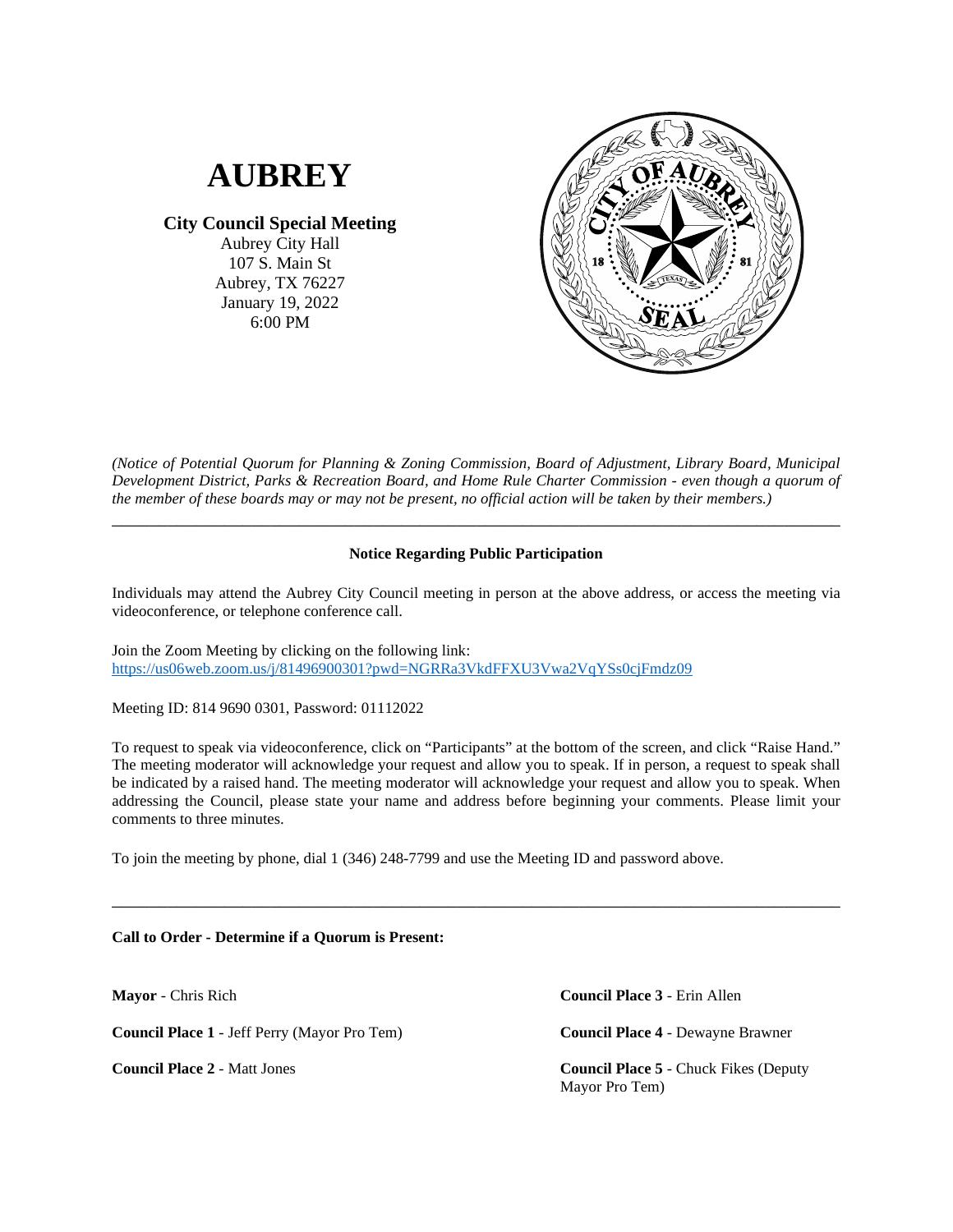# AUBREY

**City Council Special Meeting**
Aubrey City Hall
107 S. Main St
Aubrey, TX 76227
January 19, 2022
6:00 PM

*(Notice of Potential Quorum for Planning & Zoning Commission, Board of Adjustment, Library Board, Municipal Development District, Parks & Recreation Board, and Home Rule Charter Commission - even though a quorum of the member of these boards may or may not be present, no official action will be taken by their members.)*

---

**Notice Regarding Public Participation**

Individuals may attend the Aubrey City Council meeting in person at the above address, or access the meeting via videoconference, or telephone conference call.

Join the Zoom Meeting by clicking on the following link:
https://us06web.zoom.us/j/81496900301?pwd=NGRRa3VkdFFXU3Vwa2VqYSs0cjFmdz09

Meeting ID: 814 9690 0301, Password: 01112022

To request to speak via videoconference, click on "Participants" at the bottom of the screen, and click "Raise Hand." The meeting moderator will acknowledge your request and allow you to speak. If in person, a request to speak shall be indicated by a raised hand. The meeting moderator will acknowledge your request and allow you to speak. When addressing the Council, please state your name and address before beginning your comments. Please limit your comments to three minutes.

To join the meeting by phone, dial 1 (346) 248-7799 and use the Meeting ID and password above.

---

**Call to Order - Determine if a Quorum is Present:**

**Mayor** - Chris Rich

**Council Place 1** - Jeff Perry (Mayor Pro Tem)

**Council Place 2** - Matt Jones

**Council Place 3** - Erin Allen

**Council Place 4** - Dewayne Brawner

**Council Place 5** - Chuck Fikes (Deputy Mayor Pro Tem)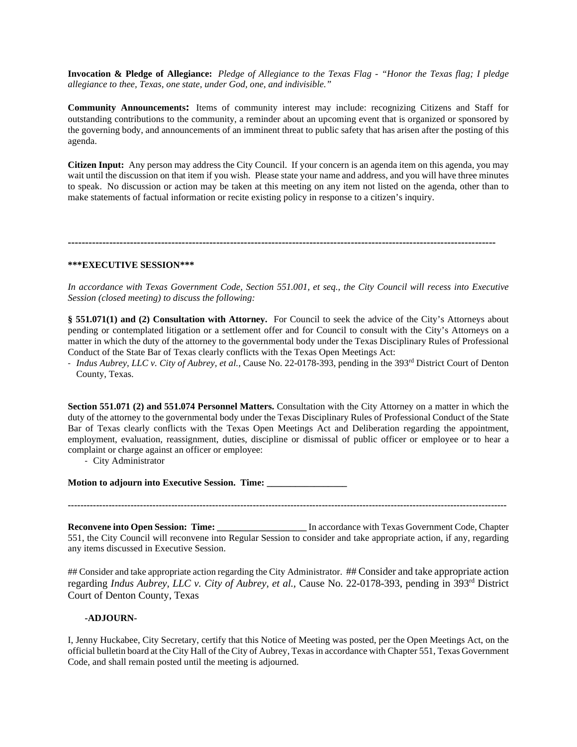**Invocation & Pledge of Allegiance:** *Pledge of Allegiance to the Texas Flag - "Honor the Texas flag; I pledge allegiance to thee, Texas, one state, under God, one, and indivisible."*

**Community Announcements:** Items of community interest may include: recognizing Citizens and Staff for outstanding contributions to the community, a reminder about an upcoming event that is organized or sponsored by the governing body, and announcements of an imminent threat to public safety that has arisen after the posting of this agenda.

**Citizen Input:** Any person may address the City Council. If your concern is an agenda item on this agenda, you may wait until the discussion on that item if you wish. Please state your name and address, and you will have three minutes to speak. No discussion or action may be taken at this meeting on any item not listed on the agenda, other than to make statements of factual information or recite existing policy in response to a citizen's inquiry.

---

**\*\*\*EXECUTIVE SESSION\*\*\***

*In accordance with Texas Government Code, Section 551.001, et seq., the City Council will recess into Executive Session (closed meeting) to discuss the following:*

**§ 551.071(1) and (2) Consultation with Attorney.** For Council to seek the advice of the City's Attorneys about pending or contemplated litigation or a settlement offer and for Council to consult with the City's Attorneys on a matter in which the duty of the attorney to the governmental body under the Texas Disciplinary Rules of Professional Conduct of the State Bar of Texas clearly conflicts with the Texas Open Meetings Act:

- *Indus Aubrey, LLC v. City of Aubrey, et al.*, Cause No. 22-0178-393, pending in the 393rd District Court of Denton County, Texas.

**Section 551.071 (2) and 551.074 Personnel Matters.** Consultation with the City Attorney on a matter in which the duty of the attorney to the governmental body under the Texas Disciplinary Rules of Professional Conduct of the State Bar of Texas clearly conflicts with the Texas Open Meetings Act and Deliberation regarding the appointment, employment, evaluation, reassignment, duties, discipline or dismissal of public officer or employee or to hear a complaint or charge against an officer or employee:

- City Administrator

**Motion to adjourn into Executive Session. Time: _________________**

---

**Reconvene into Open Session: Time: ___________________** In accordance with Texas Government Code, Chapter 551, the City Council will reconvene into Regular Session to consider and take appropriate action, if any, regarding any items discussed in Executive Session.

## Consider and take appropriate action regarding the City Administrator. ## Consider and take appropriate action regarding *Indus Aubrey, LLC v. City of Aubrey, et al.*, Cause No. 22-0178-393, pending in 393rd District Court of Denton County, Texas

**-ADJOURN-**

I, Jenny Huckabee, City Secretary, certify that this Notice of Meeting was posted, per the Open Meetings Act, on the official bulletin board at the City Hall of the City of Aubrey, Texas in accordance with Chapter 551, Texas Government Code, and shall remain posted until the meeting is adjourned.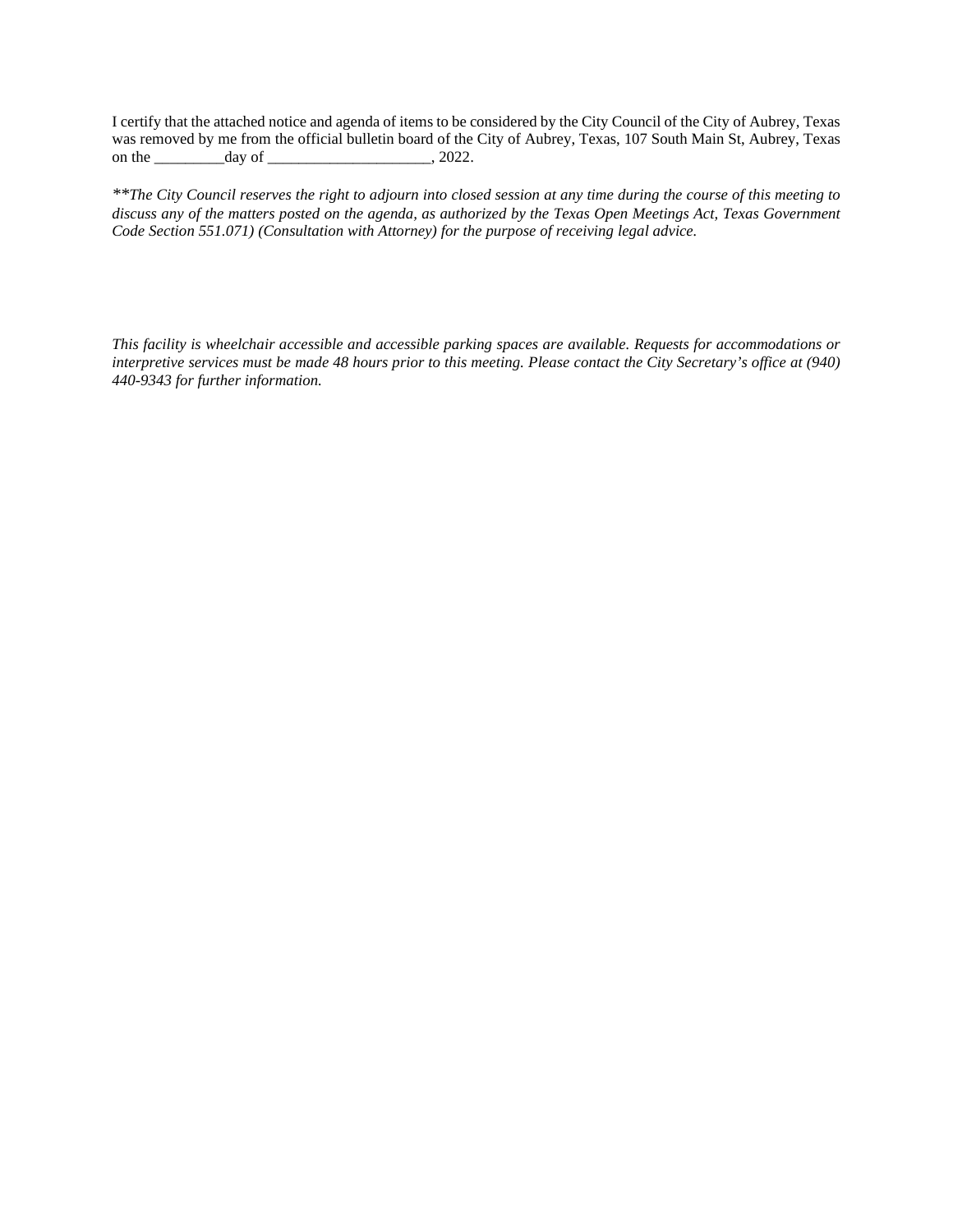I certify that the attached notice and agenda of items to be considered by the City Council of the City of Aubrey, Texas was removed by me from the official bulletin board of the City of Aubrey, Texas, 107 South Main St, Aubrey, Texas on the _________day of _____________________, 2022.

*\*\*The City Council reserves the right to adjourn into closed session at any time during the course of this meeting to discuss any of the matters posted on the agenda, as authorized by the Texas Open Meetings Act, Texas Government Code Section 551.071) (Consultation with Attorney) for the purpose of receiving legal advice.*

*This facility is wheelchair accessible and accessible parking spaces are available. Requests for accommodations or interpretive services must be made 48 hours prior to this meeting. Please contact the City Secretary's office at (940) 440-9343 for further information.*